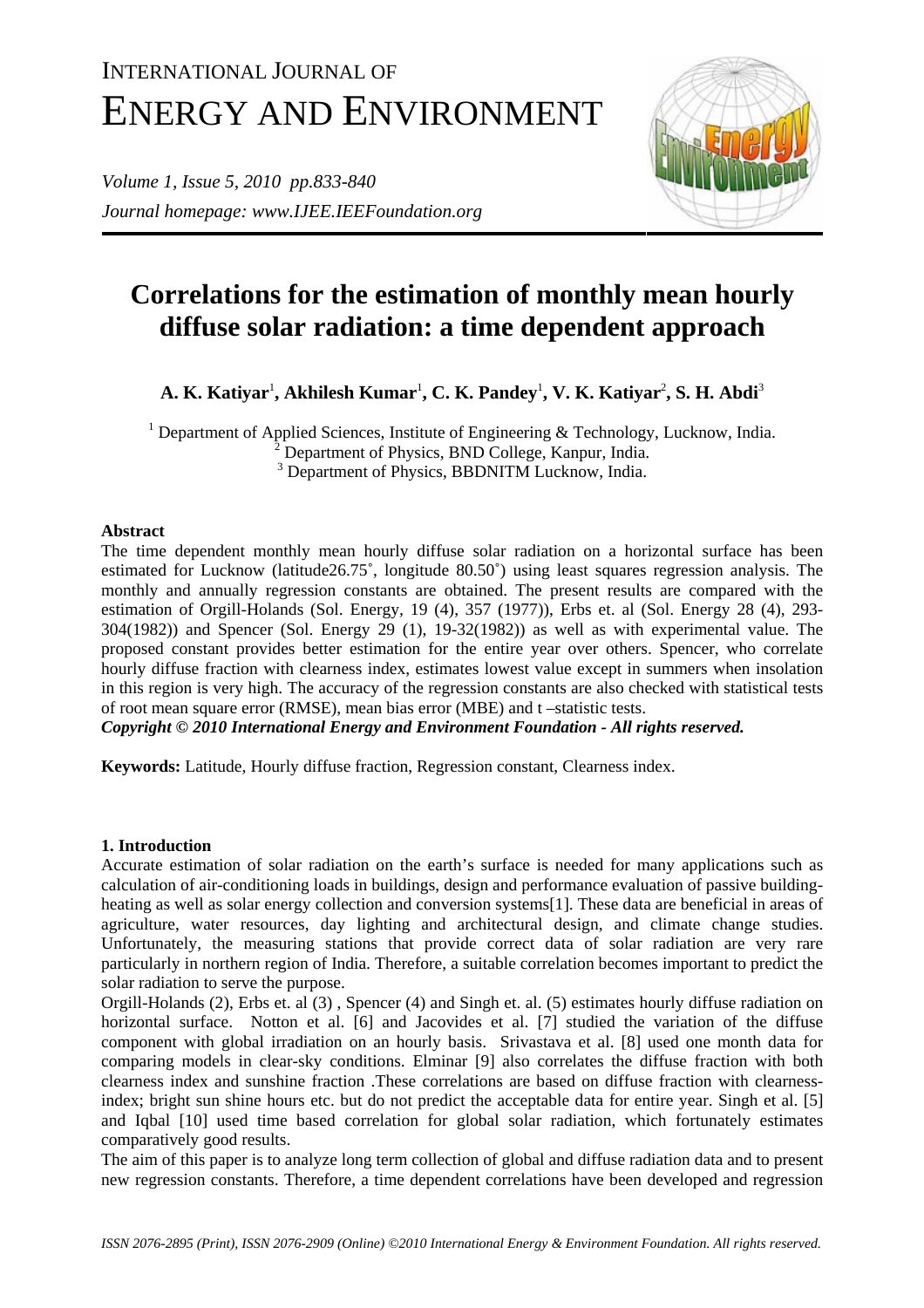# Correlations for the estimation of monthly mean hourly diffuse solar radiation: a time dependent approach

**A. K. Katiyar[1], Akhilesh Kumar[1], C. K. Pandey[1], V. K. Katiyar[2], S. H. Abdi[3]**

[1] Department of Applied Sciences, Institute of Engineering & Technology, Lucknow, India.
[2] Department of Physics, BND College, Kanpur, India.
[3] Department of Physics, BBDNITM Lucknow, India.

### Abstract

The time dependent monthly mean hourly diffuse solar radiation on a horizontal surface has been estimated for Lucknow (latitude26.75˚, longitude 80.50˚) using least squares regression analysis. The monthly and annually regression constants are obtained. The present results are compared with the estimation of Orgill-Holands (Sol. Energy, 19 (4), 357 (1977)), Erbs et. al (Sol. Energy 28 (4), 293-304(1982)) and Spencer (Sol. Energy 29 (1), 19-32(1982)) as well as with experimental value. The proposed constant provides better estimation for the entire year over others. Spencer, who correlate hourly diffuse fraction with clearness index, estimates lowest value except in summers when insolation in this region is very high. The accuracy of the regression constants are also checked with statistical tests of root mean square error (RMSE), mean bias error (MBE) and t –statistic tests.

***Copyright © 2010 International Energy and Environment Foundation - All rights reserved.***

**Keywords:** Latitude, Hourly diffuse fraction, Regression constant, Clearness index.

### 1. Introduction

Accurate estimation of solar radiation on the earth's surface is needed for many applications such as calculation of air-conditioning loads in buildings, design and performance evaluation of passive building-heating as well as solar energy collection and conversion systems[1]. These data are beneficial in areas of agriculture, water resources, day lighting and architectural design, and climate change studies. Unfortunately, the measuring stations that provide correct data of solar radiation are very rare particularly in northern region of India. Therefore, a suitable correlation becomes important to predict the solar radiation to serve the purpose.

Orgill-Holands (2), Erbs et. al (3) , Spencer (4) and Singh et. al. (5) estimates hourly diffuse radiation on horizontal surface. Notton et al. [6] and Jacovides et al. [7] studied the variation of the diffuse component with global irradiation on an hourly basis. Srivastava et al. [8] used one month data for comparing models in clear-sky conditions. Elminar [9] also correlates the diffuse fraction with both clearness index and sunshine fraction .These correlations are based on diffuse fraction with clearness-index; bright sun shine hours etc. but do not predict the acceptable data for entire year. Singh et al. [5] and Iqbal [10] used time based correlation for global solar radiation, which fortunately estimates comparatively good results.

The aim of this paper is to analyze long term collection of global and diffuse radiation data and to present new regression constants. Therefore, a time dependent correlations have been developed and regression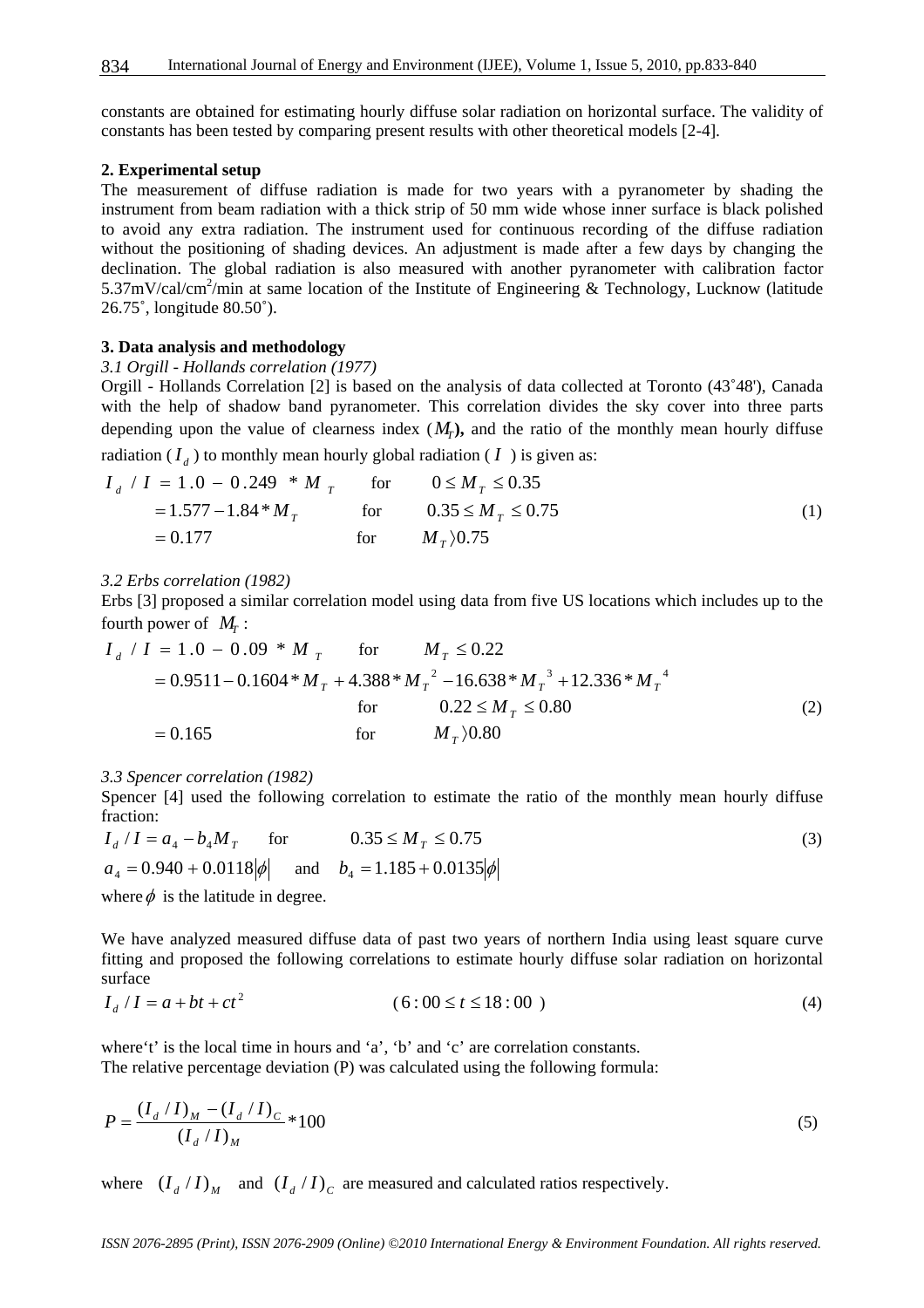constants are obtained for estimating hourly diffuse solar radiation on horizontal surface. The validity of constants has been tested by comparing present results with other theoretical models [2-4].

## 2. Experimental setup

The measurement of diffuse radiation is made for two years with a pyranometer by shading the instrument from beam radiation with a thick strip of 50 mm wide whose inner surface is black polished to avoid any extra radiation. The instrument used for continuous recording of the diffuse radiation without the positioning of shading devices. An adjustment is made after a few days by changing the declination. The global radiation is also measured with another pyranometer with calibration factor 5.37mV/cal/cm$^2$/min at same location of the Institute of Engineering & Technology, Lucknow (latitude 26.75˚, longitude 80.50˚).

## 3. Data analysis and methodology

### *3.1 Orgill - Hollands correlation (1977)*

Orgill - Hollands Correlation [2] is based on the analysis of data collected at Toronto (43˚48'), Canada with the help of shadow band pyranometer. This correlation divides the sky cover into three parts depending upon the value of clearness index ($M_T$**)**, and the ratio of the monthly mean hourly diffuse radiation ($I_d$) to monthly mean hourly global radiation ($I$) is given as:

$$
\begin{aligned}
I_d / I &= 1.0 - 0.249 * M_T \quad &\text{for} \quad & 0 \le M_T \le 0.35 \\
&= 1.577 - 1.84 * M_T \quad &\text{for} \quad & 0.35 \le M_T \le 0.75 \\
&= 0.177 \quad &\text{for} \quad & M_T \rangle 0.75
\end{aligned}
\tag{1}
$$

### *3.2 Erbs correlation (1982)*

Erbs [3] proposed a similar correlation model using data from five US locations which includes up to the fourth power of $M_T$:

$$
\begin{aligned}
I_d / I &= 1.0 - 0.09 * M_T \quad &\text{for} \quad & M_T \le 0.22 \\
&= 0.9511 - 0.1604 * M_T + 4.388 * M_T^2 - 16.638 * M_T^3 + 12.336 * M_T^4 \\
& &\text{for} \quad & 0.22 \le M_T \le 0.80 \\
&= 0.165 \quad &\text{for} \quad & M_T \rangle 0.80
\end{aligned}
\tag{2}
$$

### *3.3 Spencer correlation (1982)*

Spencer [4] used the following correlation to estimate the ratio of the monthly mean hourly diffuse fraction:

$$
I_d / I = a_4 - b_4 M_T \quad \text{for} \quad 0.35 \le M_T \le 0.75 \tag{3}
$$

$$
a_4 = 0.940 + 0.0118|\phi| \quad \text{and} \quad b_4 = 1.185 + 0.0135|\phi|
$$

where $\phi$ is the latitude in degree.

We have analyzed measured diffuse data of past two years of northern India using least square curve fitting and proposed the following correlations to estimate hourly diffuse solar radiation on horizontal surface

$$
I_d / I = a + bt + ct^2 \qquad (6:00 \le t \le 18:00) \tag{4}
$$

where't' is the local time in hours and 'a', 'b' and 'c' are correlation constants.
The relative percentage deviation (P) was calculated using the following formula:

$$
P = \frac{(I_d / I)_M - (I_d / I)_C}{(I_d / I)_M} * 100 \tag{5}
$$

where $(I_d / I)_M$ and $(I_d / I)_C$ are measured and calculated ratios respectively.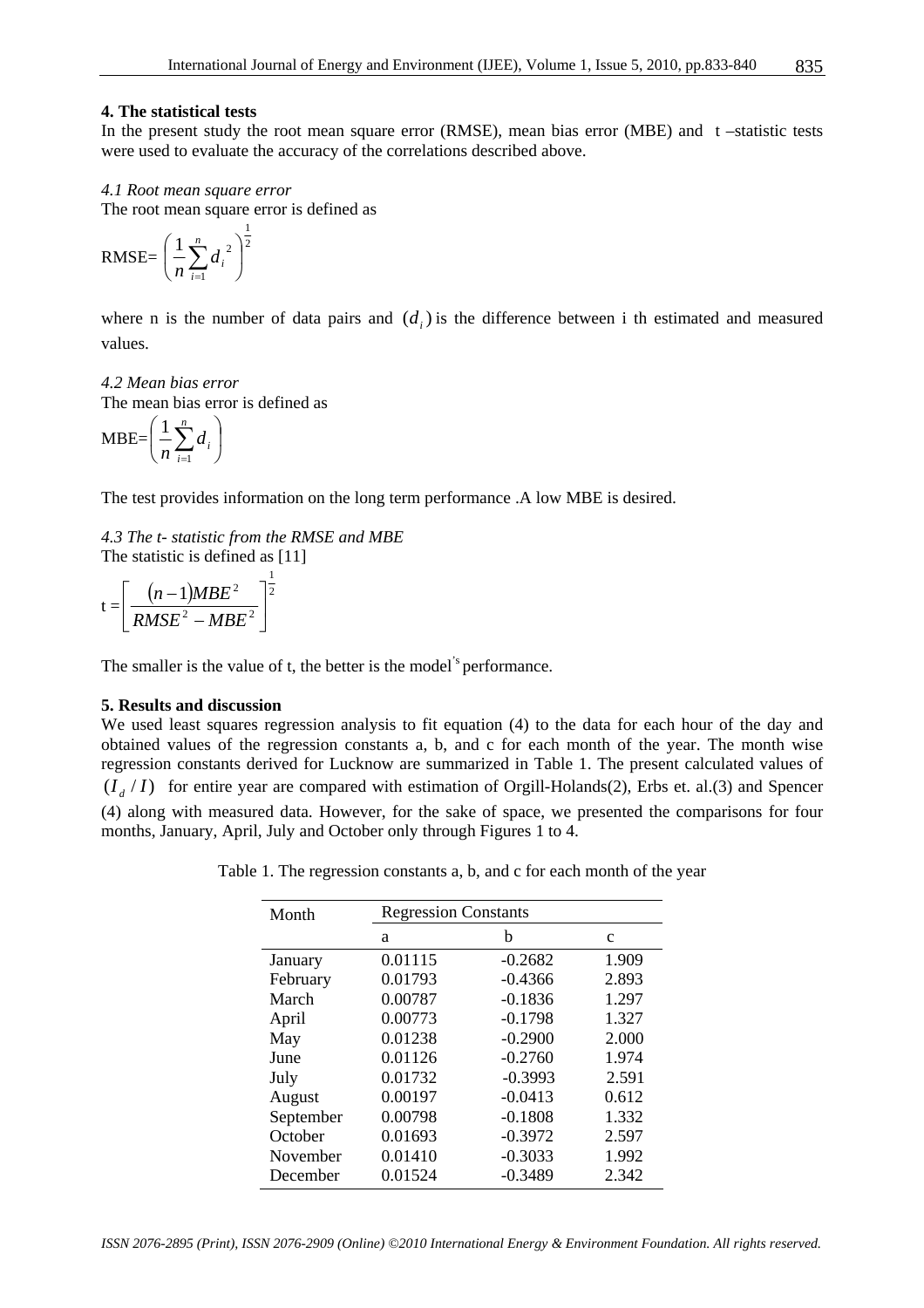## 4. The statistical tests

In the present study the root mean square error (RMSE), mean bias error (MBE) and t –statistic tests were used to evaluate the accuracy of the correlations described above.

### *4.1 Root mean square error*

The root mean square error is defined as

$$\text{RMSE}=\left(\frac{1}{n}\sum_{i=1}^{n} {d_i}^2\right)^{\frac{1}{2}}$$

where n is the number of data pairs and $(d_i)$ is the difference between i th estimated and measured values.

### *4.2 Mean bias error*

The mean bias error is defined as

$$\text{MBE}=\left(\frac{1}{n}\sum_{i=1}^{n} d_i\right)$$

The test provides information on the long term performance .A low MBE is desired.

### *4.3 The t- statistic from the RMSE and MBE*

The statistic is defined as [11]

$$\text{t} = \left[\frac{(n-1)MBE^2}{RMSE^2 - MBE^2}\right]^{\frac{1}{2}}$$

The smaller is the value of t, the better is the model's performance.

## 5. Results and discussion

We used least squares regression analysis to fit equation (4) to the data for each hour of the day and obtained values of the regression constants a, b, and c for each month of the year. The month wise regression constants derived for Lucknow are summarized in Table 1. The present calculated values of $(I_d / I)$ for entire year are compared with estimation of Orgill-Holands(2), Erbs et. al.(3) and Spencer (4) along with measured data. However, for the sake of space, we presented the comparisons for four months, January, April, July and October only through Figures 1 to 4.

Table 1. The regression constants a, b, and c for each month of the year

| Month | Regression Constants | | |
|---|---|---|---|
| | a | b | c |
| January | 0.01115 | -0.2682 | 1.909 |
| February | 0.01793 | -0.4366 | 2.893 |
| March | 0.00787 | -0.1836 | 1.297 |
| April | 0.00773 | -0.1798 | 1.327 |
| May | 0.01238 | -0.2900 | 2.000 |
| June | 0.01126 | -0.2760 | 1.974 |
| July | 0.01732 | -0.3993 | 2.591 |
| August | 0.00197 | -0.0413 | 0.612 |
| September | 0.00798 | -0.1808 | 1.332 |
| October | 0.01693 | -0.3972 | 2.597 |
| November | 0.01410 | -0.3033 | 1.992 |
| December | 0.01524 | -0.3489 | 2.342 |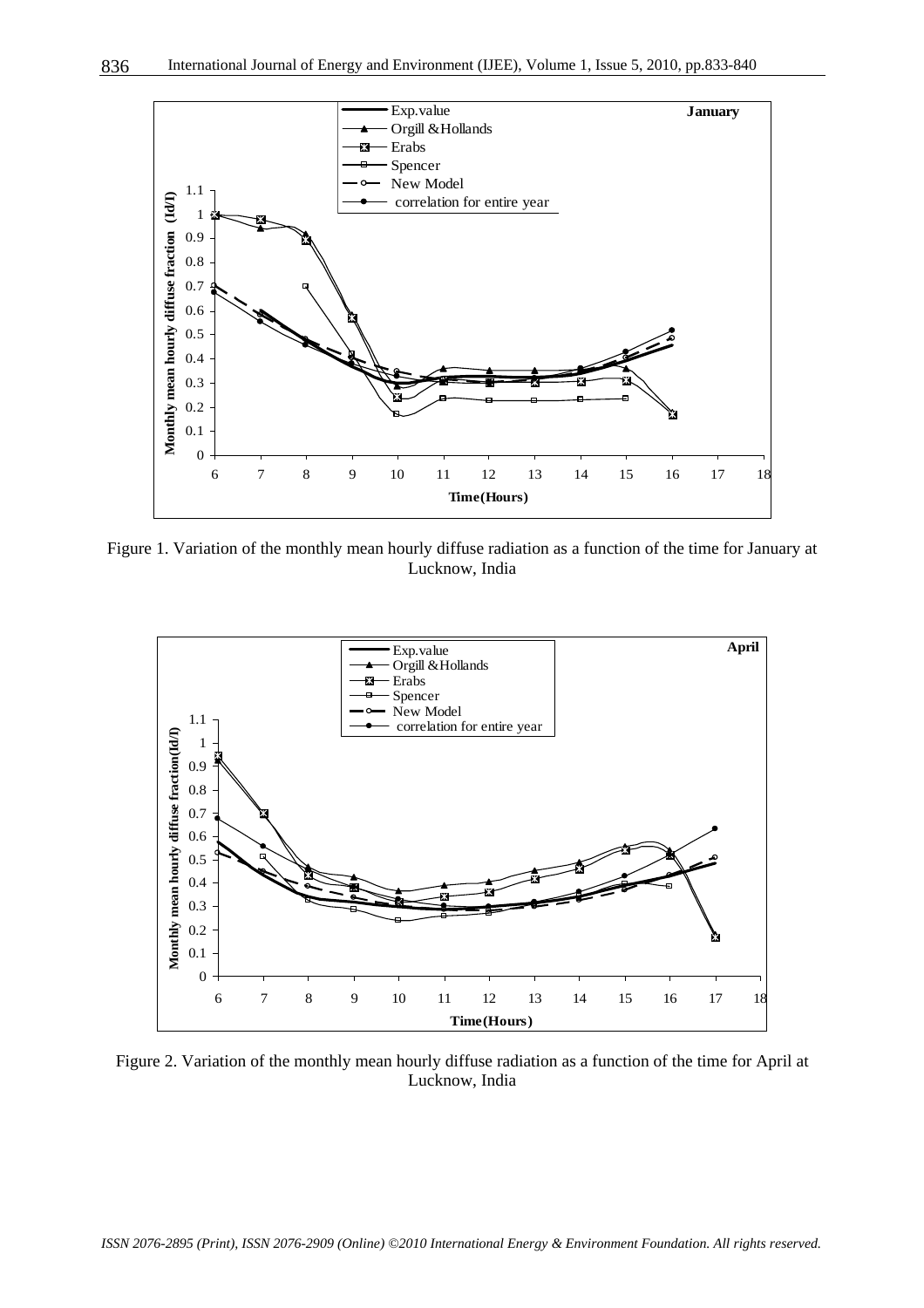Figure 1. Variation of the monthly mean hourly diffuse radiation as a function of the time for January at Lucknow, India

Figure 2. Variation of the monthly mean hourly diffuse radiation as a function of the time for April at Lucknow, India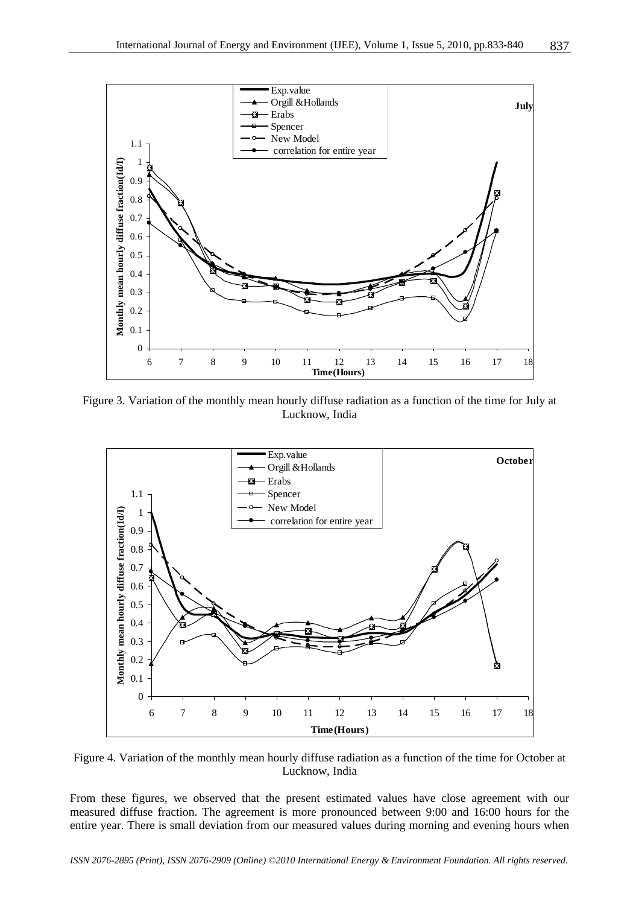Figure 3. Variation of the monthly mean hourly diffuse radiation as a function of the time for July at Lucknow, India

Figure 4. Variation of the monthly mean hourly diffuse radiation as a function of the time for October at Lucknow, India

From these figures, we observed that the present estimated values have close agreement with our measured diffuse fraction. The agreement is more pronounced between 9:00 and 16:00 hours for the entire year. There is small deviation from our measured values during morning and evening hours when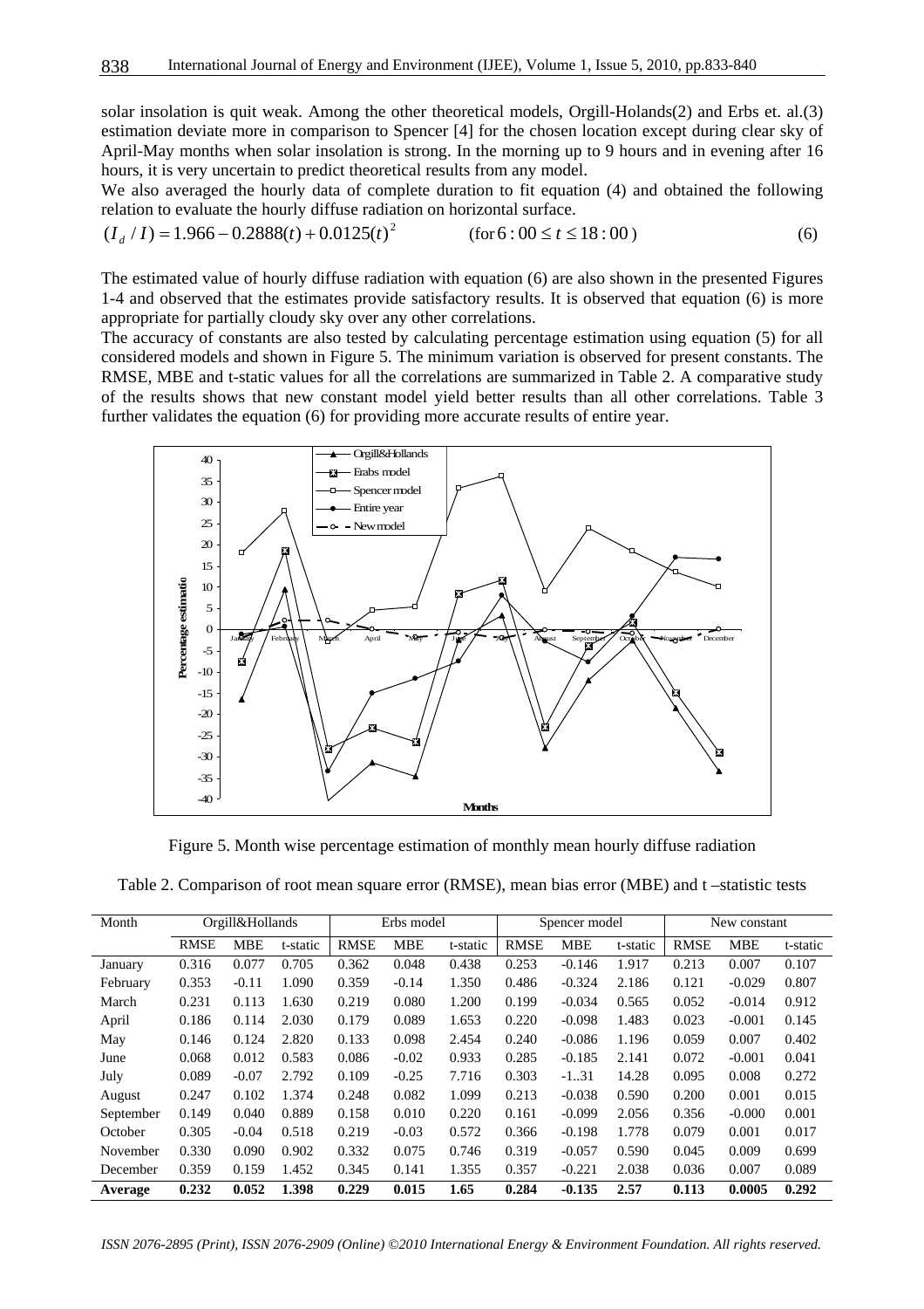solar insolation is quit weak. Among the other theoretical models, Orgill-Holands(2) and Erbs et. al.(3) estimation deviate more in comparison to Spencer [4] for the chosen location except during clear sky of April-May months when solar insolation is strong. In the morning up to 9 hours and in evening after 16 hours, it is very uncertain to predict theoretical results from any model.

We also averaged the hourly data of complete duration to fit equation (4) and obtained the following relation to evaluate the hourly diffuse radiation on horizontal surface.

$$(I_d / I) = 1.966 - 0.2888(t) + 0.0125(t)^2 \qquad (\text{for } 6:00 \leq t \leq 18:00) \qquad (6)$$

The estimated value of hourly diffuse radiation with equation (6) are also shown in the presented Figures 1-4 and observed that the estimates provide satisfactory results. It is observed that equation (6) is more appropriate for partially cloudy sky over any other correlations.

The accuracy of constants are also tested by calculating percentage estimation using equation (5) for all considered models and shown in Figure 5. The minimum variation is observed for present constants. The RMSE, MBE and t-static values for all the correlations are summarized in Table 2. A comparative study of the results shows that new constant model yield better results than all other correlations. Table 3 further validates the equation (6) for providing more accurate results of entire year.

Figure 5. Month wise percentage estimation of monthly mean hourly diffuse radiation

Table 2. Comparison of root mean square error (RMSE), mean bias error (MBE) and t –statistic tests

| Month | Orgill&Hollands | | | Erbs model | | | Spencer model | | | New constant | | |
|---|---|---|---|---|---|---|---|---|---|---|---|---|
| | RMSE | MBE | t-static | RMSE | MBE | t-static | RMSE | MBE | t-static | RMSE | MBE | t-static |
| January | 0.316 | 0.077 | 0.705 | 0.362 | 0.048 | 0.438 | 0.253 | -0.146 | 1.917 | 0.213 | 0.007 | 0.107 |
| February | 0.353 | -0.11 | 1.090 | 0.359 | -0.14 | 1.350 | 0.486 | -0.324 | 2.186 | 0.121 | -0.029 | 0.807 |
| March | 0.231 | 0.113 | 1.630 | 0.219 | 0.080 | 1.200 | 0.199 | -0.034 | 0.565 | 0.052 | -0.014 | 0.912 |
| April | 0.186 | 0.114 | 2.030 | 0.179 | 0.089 | 1.653 | 0.220 | -0.098 | 1.483 | 0.023 | -0.001 | 0.145 |
| May | 0.146 | 0.124 | 2.820 | 0.133 | 0.098 | 2.454 | 0.240 | -0.086 | 1.196 | 0.059 | 0.007 | 0.402 |
| June | 0.068 | 0.012 | 0.583 | 0.086 | -0.02 | 0.933 | 0.285 | -0.185 | 2.141 | 0.072 | -0.001 | 0.041 |
| July | 0.089 | -0.07 | 2.792 | 0.109 | -0.25 | 7.716 | 0.303 | -1..31 | 14.28 | 0.095 | 0.008 | 0.272 |
| August | 0.247 | 0.102 | 1.374 | 0.248 | 0.082 | 1.099 | 0.213 | -0.038 | 0.590 | 0.200 | 0.001 | 0.015 |
| September | 0.149 | 0.040 | 0.889 | 0.158 | 0.010 | 0.220 | 0.161 | -0.099 | 2.056 | 0.356 | -0.000 | 0.001 |
| October | 0.305 | -0.04 | 0.518 | 0.219 | -0.03 | 0.572 | 0.366 | -0.198 | 1.778 | 0.079 | 0.001 | 0.017 |
| November | 0.330 | 0.090 | 0.902 | 0.332 | 0.075 | 0.746 | 0.319 | -0.057 | 0.590 | 0.045 | 0.009 | 0.699 |
| December | 0.359 | 0.159 | 1.452 | 0.345 | 0.141 | 1.355 | 0.357 | -0.221 | 2.038 | 0.036 | 0.007 | 0.089 |
| **Average** | **0.232** | **0.052** | **1.398** | **0.229** | **0.015** | **1.65** | **0.284** | **-0.135** | **2.57** | **0.113** | **0.0005** | **0.292** |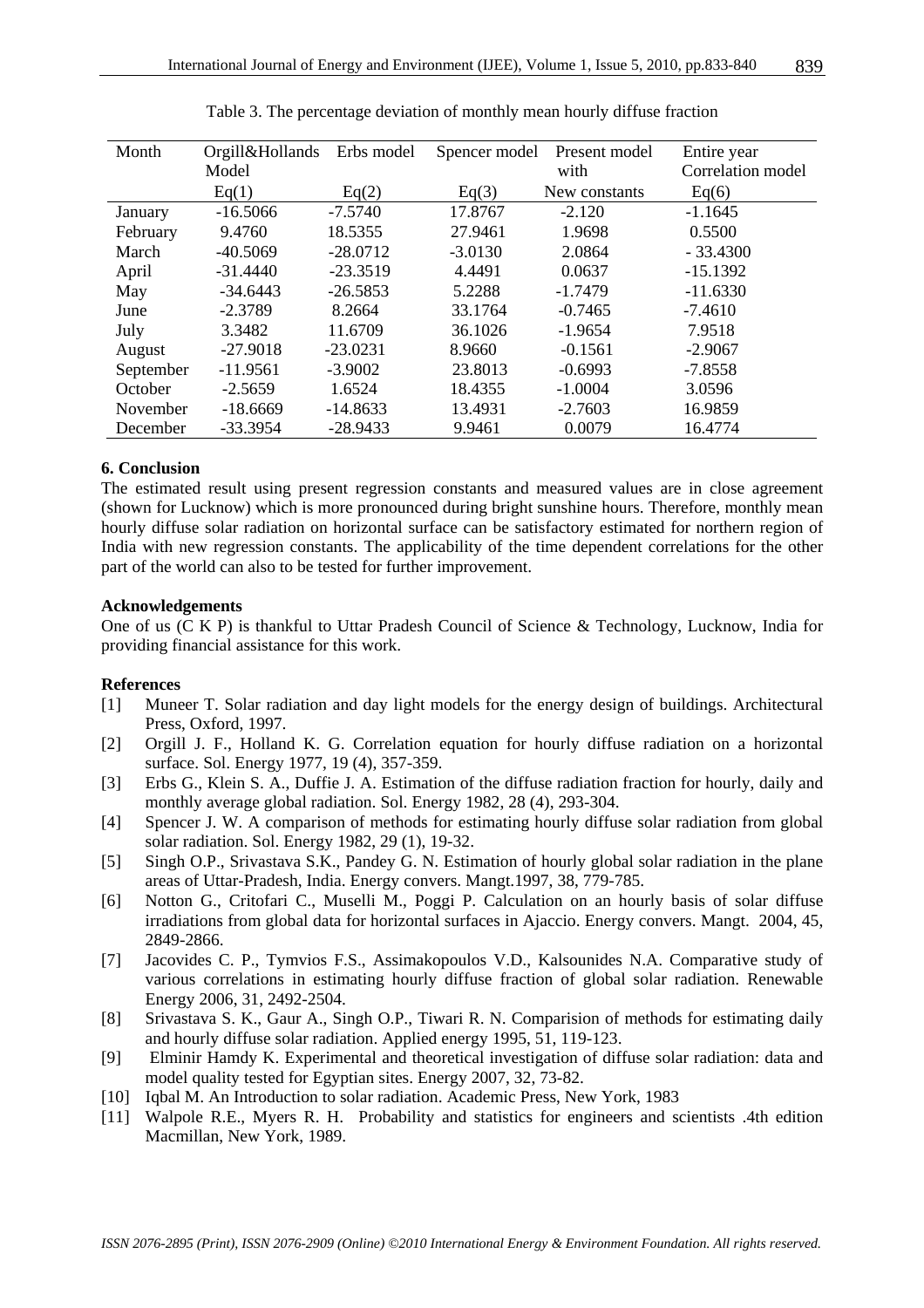Table 3. The percentage deviation of monthly mean hourly diffuse fraction

| Month | Orgill&Hollands Model Eq(1) | Erbs model Eq(2) | Spencer model Eq(3) | Present model with New constants | Entire year Correlation model Eq(6) |
|---|---|---|---|---|---|
| January | -16.5066 | -7.5740 | 17.8767 | -2.120 | -1.1645 |
| February | 9.4760 | 18.5355 | 27.9461 | 1.9698 | 0.5500 |
| March | -40.5069 | -28.0712 | -3.0130 | 2.0864 | - 33.4300 |
| April | -31.4440 | -23.3519 | 4.4491 | 0.0637 | -15.1392 |
| May | -34.6443 | -26.5853 | 5.2288 | -1.7479 | -11.6330 |
| June | -2.3789 | 8.2664 | 33.1764 | -0.7465 | -7.4610 |
| July | 3.3482 | 11.6709 | 36.1026 | -1.9654 | 7.9518 |
| August | -27.9018 | -23.0231 | 8.9660 | -0.1561 | -2.9067 |
| September | -11.9561 | -3.9002 | 23.8013 | -0.6993 | -7.8558 |
| October | -2.5659 | 1.6524 | 18.4355 | -1.0004 | 3.0596 |
| November | -18.6669 | -14.8633 | 13.4931 | -2.7603 | 16.9859 |
| December | -33.3954 | -28.9433 | 9.9461 | 0.0079 | 16.4774 |

## 6. Conclusion

The estimated result using present regression constants and measured values are in close agreement (shown for Lucknow) which is more pronounced during bright sunshine hours. Therefore, monthly mean hourly diffuse solar radiation on horizontal surface can be satisfactory estimated for northern region of India with new regression constants. The applicability of the time dependent correlations for the other part of the world can also to be tested for further improvement.

## Acknowledgements

One of us (C K P) is thankful to Uttar Pradesh Council of Science & Technology, Lucknow, India for providing financial assistance for this work.

## References

[1] Muneer T. Solar radiation and day light models for the energy design of buildings. Architectural Press, Oxford, 1997.

[2] Orgill J. F., Holland K. G. Correlation equation for hourly diffuse radiation on a horizontal surface. Sol. Energy 1977, 19 (4), 357-359.

[3] Erbs G., Klein S. A., Duffie J. A. Estimation of the diffuse radiation fraction for hourly, daily and monthly average global radiation. Sol. Energy 1982, 28 (4), 293-304.

[4] Spencer J. W. A comparison of methods for estimating hourly diffuse solar radiation from global solar radiation. Sol. Energy 1982, 29 (1), 19-32.

[5] Singh O.P., Srivastava S.K., Pandey G. N. Estimation of hourly global solar radiation in the plane areas of Uttar-Pradesh, India. Energy convers. Mangt.1997, 38, 779-785.

[6] Notton G., Critofari C., Muselli M., Poggi P. Calculation on an hourly basis of solar diffuse irradiations from global data for horizontal surfaces in Ajaccio. Energy convers. Mangt. 2004, 45, 2849-2866.

[7] Jacovides C. P., Tymvios F.S., Assimakopoulos V.D., Kalsounides N.A. Comparative study of various correlations in estimating hourly diffuse fraction of global solar radiation. Renewable Energy 2006, 31, 2492-2504.

[8] Srivastava S. K., Gaur A., Singh O.P., Tiwari R. N. Comparision of methods for estimating daily and hourly diffuse solar radiation. Applied energy 1995, 51, 119-123.

[9] Elminir Hamdy K. Experimental and theoretical investigation of diffuse solar radiation: data and model quality tested for Egyptian sites. Energy 2007, 32, 73-82.

[10] Iqbal M. An Introduction to solar radiation. Academic Press, New York, 1983

[11] Walpole R.E., Myers R. H. Probability and statistics for engineers and scientists .4th edition Macmillan, New York, 1989.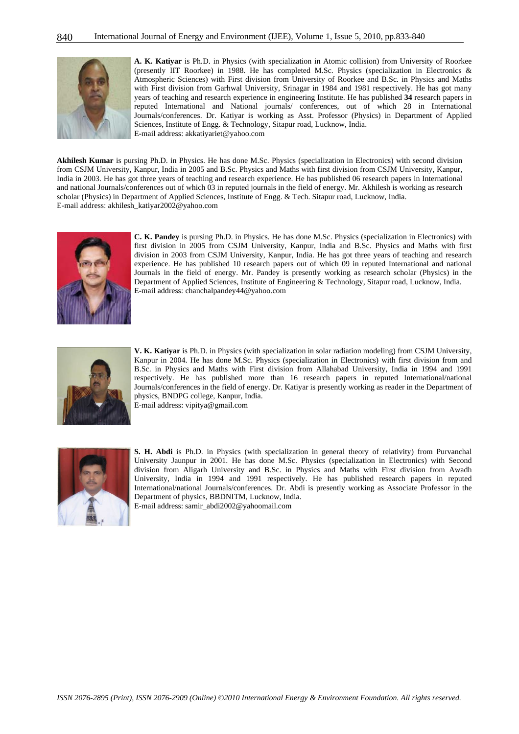**A. K. Katiyar** is Ph.D. in Physics (with specialization in Atomic collision) from University of Roorkee (presently IIT Roorkee) in 1988. He has completed M.Sc. Physics (specialization in Electronics & Atmospheric Sciences) with First division from University of Roorkee and B.Sc. in Physics and Maths with First division from Garhwal University, Srinagar in 1984 and 1981 respectively. He has got many years of teaching and research experience in engineering Institute. He has published **34** research papers in reputed International and National journals/ conferences, out of which 28 in International Journals/conferences. Dr. Katiyar is working as Asst. Professor (Physics) in Department of Applied Sciences, Institute of Engg. & Technology, Sitapur road, Lucknow, India.
E-mail address: akkatiyariet@yahoo.com

**Akhilesh Kumar** is pursing Ph.D. in Physics. He has done M.Sc. Physics (specialization in Electronics) with second division from CSJM University, Kanpur, India in 2005 and B.Sc. Physics and Maths with first division from CSJM University, Kanpur, India in 2003. He has got three years of teaching and research experience. He has published 06 research papers in International and national Journals/conferences out of which 03 in reputed journals in the field of energy. Mr. Akhilesh is working as research scholar (Physics) in Department of Applied Sciences, Institute of Engg. & Tech. Sitapur road, Lucknow, India.
E-mail address: akhilesh_katiyar2002@yahoo.com

**C. K. Pandey** is pursing Ph.D. in Physics. He has done M.Sc. Physics (specialization in Electronics) with first division in 2005 from CSJM University, Kanpur, India and B.Sc. Physics and Maths with first division in 2003 from CSJM University, Kanpur, India. He has got three years of teaching and research experience. He has published 10 research papers out of which 09 in reputed International and national Journals in the field of energy. Mr. Pandey is presently working as research scholar (Physics) in the Department of Applied Sciences, Institute of Engineering & Technology, Sitapur road, Lucknow, India.
E-mail address: chanchalpandey44@yahoo.com

**V. K. Katiyar** is Ph.D. in Physics (with specialization in solar radiation modeling) from CSJM University, Kanpur in 2004. He has done M.Sc. Physics (specialization in Electronics) with first division from and B.Sc. in Physics and Maths with First division from Allahabad University, India in 1994 and 1991 respectively. He has published more than 16 research papers in reputed International/national Journals/conferences in the field of energy. Dr. Katiyar is presently working as reader in the Department of physics, BNDPG college, Kanpur, India.
E-mail address: vipitya@gmail.com

**S. H. Abdi** is Ph.D. in Physics (with specialization in general theory of relativity) from Purvanchal University Jaunpur in 2001. He has done M.Sc. Physics (specialization in Electronics) with Second division from Aligarh University and B.Sc. in Physics and Maths with First division from Awadh University, India in 1994 and 1991 respectively. He has published research papers in reputed International/national Journals/conferences. Dr. Abdi is presently working as Associate Professor in the Department of physics, BBDNITM, Lucknow, India.
E-mail address: samir_abdi2002@yahoomail.com